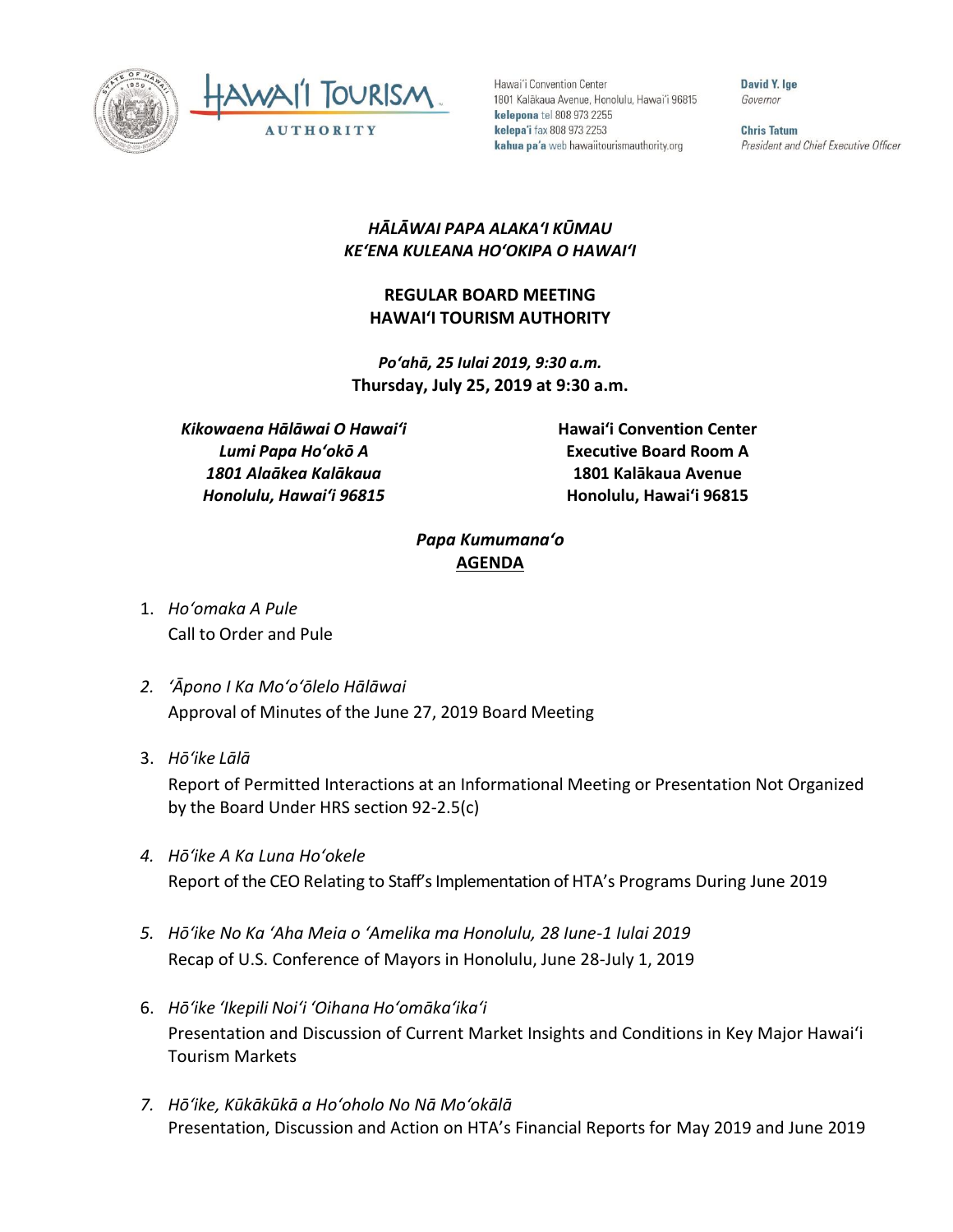Hawai'i Convention Center
1801 Kalākaua Avenue, Honolulu, Hawai'i 96815
**kelepona** tel 808 973 2255
**kelepa'i** fax 808 973 2253
**kahua pa'a** web hawaiitourismauthority.org

**David Y. Ige**
*Governor*

**Chris Tatum**
*President and Chief Executive Officer*

***HĀLĀWAI PAPA ALAKAʻI KŪMAU***
***KEʻENA KULEANA HOʻOKIPA O HAWAIʻI***

**REGULAR BOARD MEETING**
**HAWAIʻI TOURISM AUTHORITY**

***Poʻahā, 25 Iulai 2019, 9:30 a.m.***
**Thursday, July 25, 2019 at 9:30 a.m.**

***Kikowaena Hālāwai O Hawaiʻi***
***Lumi Papa Hoʻokō A***
***1801 Alaākea Kalākaua***
***Honolulu, Hawaiʻi 96815***

**Hawaiʻi Convention Center**
**Executive Board Room A**
**1801 Kalākaua Avenue**
**Honolulu, Hawaiʻi 96815**

***Papa Kumumanaʻo***
**AGENDA**

1. *Hoʻomaka A Pule*
   Call to Order and Pule

2. *ʻĀpono I Ka Moʻoʻōlelo Hālāwai*
   Approval of Minutes of the June 27, 2019 Board Meeting

3. *Hōʻike Lālā*
   Report of Permitted Interactions at an Informational Meeting or Presentation Not Organized by the Board Under HRS section 92-2.5(c)

4. *Hōʻike A Ka Luna Hoʻokele*
   Report of the CEO Relating to Staff's Implementation of HTA's Programs During June 2019

5. *Hōʻike No Ka ʻAha Meia o ʻAmelika ma Honolulu, 28 Iune-1 Iulai 2019*
   Recap of U.S. Conference of Mayors in Honolulu, June 28-July 1, 2019

6. *Hōʻike ʻIkepili Noiʻi ʻOihana Hoʻomākaʻikaʻi*
   Presentation and Discussion of Current Market Insights and Conditions in Key Major Hawaiʻi Tourism Markets

7. *Hōʻike, Kūkākūkā a Hoʻoholo No Nā Moʻokālā*
   Presentation, Discussion and Action on HTA's Financial Reports for May 2019 and June 2019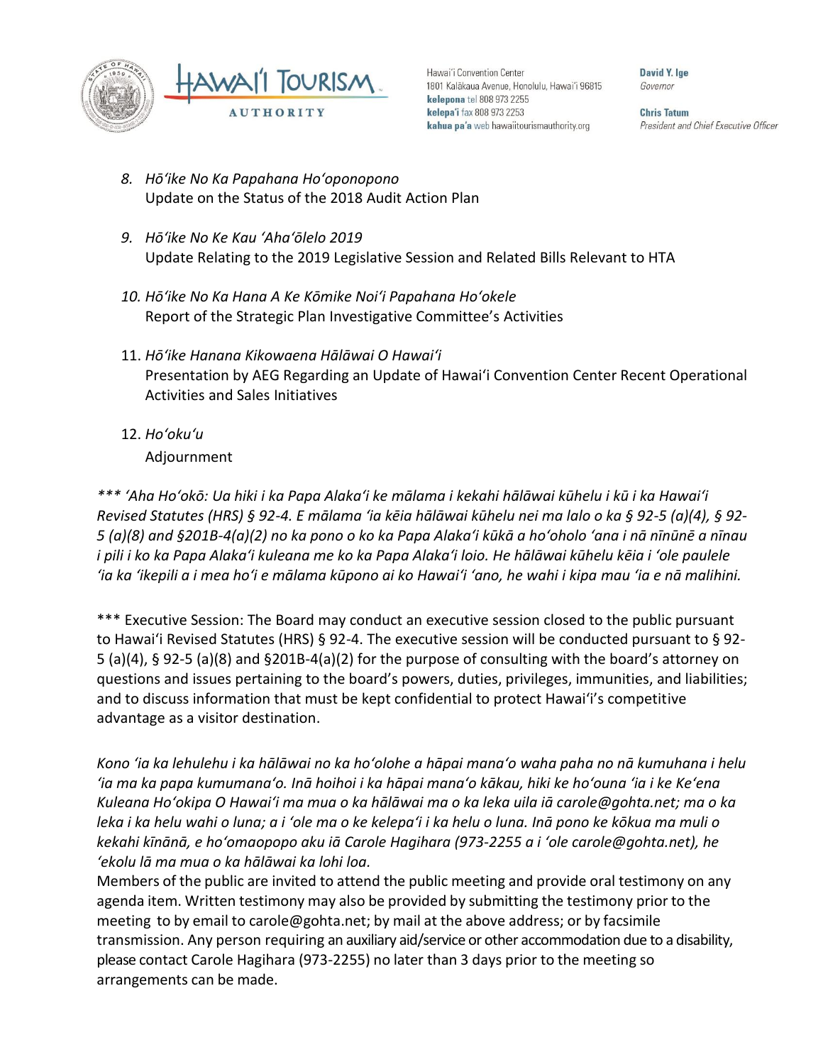8. *Hōʻike No Ka Papahana Hoʻoponopono*
   Update on the Status of the 2018 Audit Action Plan

9. *Hōʻike No Ke Kau ʻAhaʻōlelo 2019*
   Update Relating to the 2019 Legislative Session and Related Bills Relevant to HTA

10. *Hōʻike No Ka Hana A Ke Kōmike Noiʻi Papahana Hoʻokele*
    Report of the Strategic Plan Investigative Committee's Activities

11. *Hōʻike Hanana Kikowaena Hālāwai O Hawaiʻi*
    Presentation by AEG Regarding an Update of Hawaiʻi Convention Center Recent Operational Activities and Sales Initiatives

12. *Hoʻokuʻu*
    Adjournment

****** *ʻAha Hoʻokō: Ua hiki i ka Papa Alakaʻi ke mālama i kekahi hālāwai kūhelu i kū i ka Hawaiʻi Revised Statutes (HRS) § 92-4. E mālama ʻia kēia hālāwai kūhelu nei ma lalo o ka § 92-5 (a)(4), § 92-5 (a)(8) and §201B-4(a)(2) no ka pono o ko ka Papa Alakaʻi kūkā a hoʻoholo ʻana i nā nīnūnē a nīnau i pili i ko ka Papa Alakaʻi kuleana me ko ka Papa Alakaʻi loio. He hālāwai kūhelu kēia i ʻole paulele ʻia ka ʻikepili a i mea hoʻi e mālama kūpono ai ko Hawaiʻi ʻano, he wahi i kipa mau ʻia e nā malihini.*

*** Executive Session: The Board may conduct an executive session closed to the public pursuant to Hawaiʻi Revised Statutes (HRS) § 92-4. The executive session will be conducted pursuant to § 92-5 (a)(4), § 92-5 (a)(8) and §201B-4(a)(2) for the purpose of consulting with the board's attorney on questions and issues pertaining to the board's powers, duties, privileges, immunities, and liabilities; and to discuss information that must be kept confidential to protect Hawaiʻi's competitive advantage as a visitor destination.

*Kono ʻia ka lehulehu i ka hālāwai no ka hoʻolohe a hāpai manaʻo waha paha no nā kumuhana i helu ʻia ma ka papa kumumanaʻo. Inā hoihoi i ka hāpai manaʻo kākau, hiki ke hoʻouna ʻia i ke Keʻena Kuleana Hoʻokipa O Hawaiʻi ma mua o ka hālāwai ma o ka leka uila iā carole@gohta.net; ma o ka leka i ka helu wahi o luna; a i ʻole ma o ke kelepaʻi i ka helu o luna. Inā pono ke kōkua ma muli o kekahi kīnānā, e hoʻomaopopo aku iā Carole Hagihara (973-2255 a i ʻole carole@gohta.net), he ʻekolu lā ma mua o ka hālāwai ka lohi loa.*

Members of the public are invited to attend the public meeting and provide oral testimony on any agenda item. Written testimony may also be provided by submitting the testimony prior to the meeting to by email to carole@gohta.net; by mail at the above address; or by facsimile transmission. Any person requiring an auxiliary aid/service or other accommodation due to a disability, please contact Carole Hagihara (973-2255) no later than 3 days prior to the meeting so arrangements can be made.